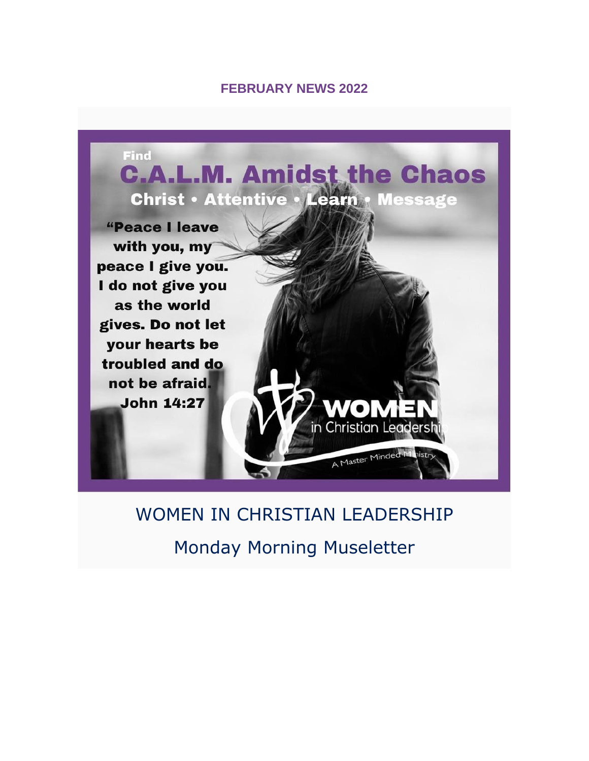**FEBRUARY NEWS 2022**

Find

# C.A.L.M. Amidst the Chaos

**Christ • Attentive • Learn • Message**

**"Peace I leave with you, my peace I give you. I do not give you as the world gives. Do not let your hearts be troubled and do not be afraid. John 14:27**

WOMEN in Christian Leadership

A Master Minded Ministry

## WOMEN IN CHRISTIAN LEADERSHIP

## Monday Morning Museletter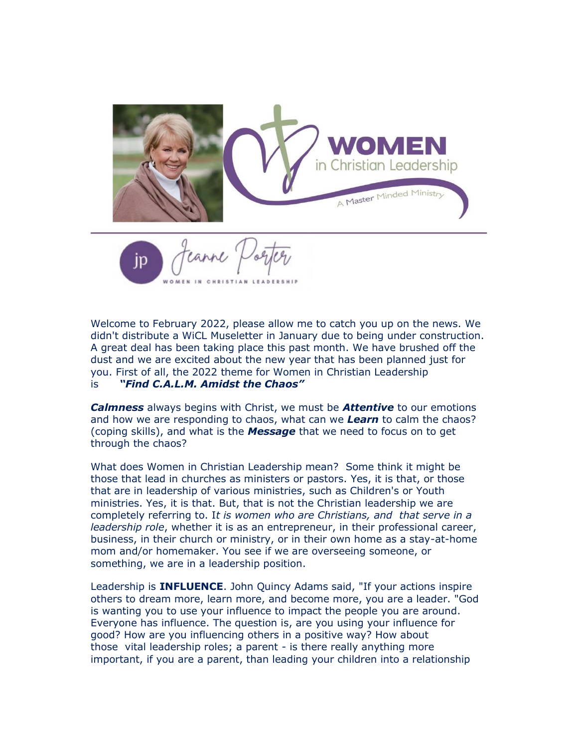Welcome to February 2022, please allow me to catch you up on the news. We didn't distribute a WiCL Museletter in January due to being under construction. A great deal has been taking place this past month. We have brushed off the dust and we are excited about the new year that has been planned just for you. First of all, the 2022 theme for Women in Christian Leadership is ***"Find C.A.L.M. Amidst the Chaos"***

***Calmness*** always begins with Christ, we must be ***Attentive*** to our emotions and how we are responding to chaos, what can we ***Learn*** to calm the chaos? (coping skills), and what is the ***Message*** that we need to focus on to get through the chaos?

What does Women in Christian Leadership mean? Some think it might be those that lead in churches as ministers or pastors. Yes, it is that, or those that are in leadership of various ministries, such as Children's or Youth ministries. Yes, it is that. But, that is not the Christian leadership we are completely referring to. I*t is women who are Christians, and that serve in a leadership role*, whether it is as an entrepreneur, in their professional career, business, in their church or ministry, or in their own home as a stay-at-home mom and/or homemaker. You see if we are overseeing someone, or something, we are in a leadership position.

Leadership is **INFLUENCE**. John Quincy Adams said, "If your actions inspire others to dream more, learn more, and become more, you are a leader. "God is wanting you to use your influence to impact the people you are around. Everyone has influence. The question is, are you using your influence for good? How are you influencing others in a positive way? How about those vital leadership roles; a parent - is there really anything more important, if you are a parent, than leading your children into a relationship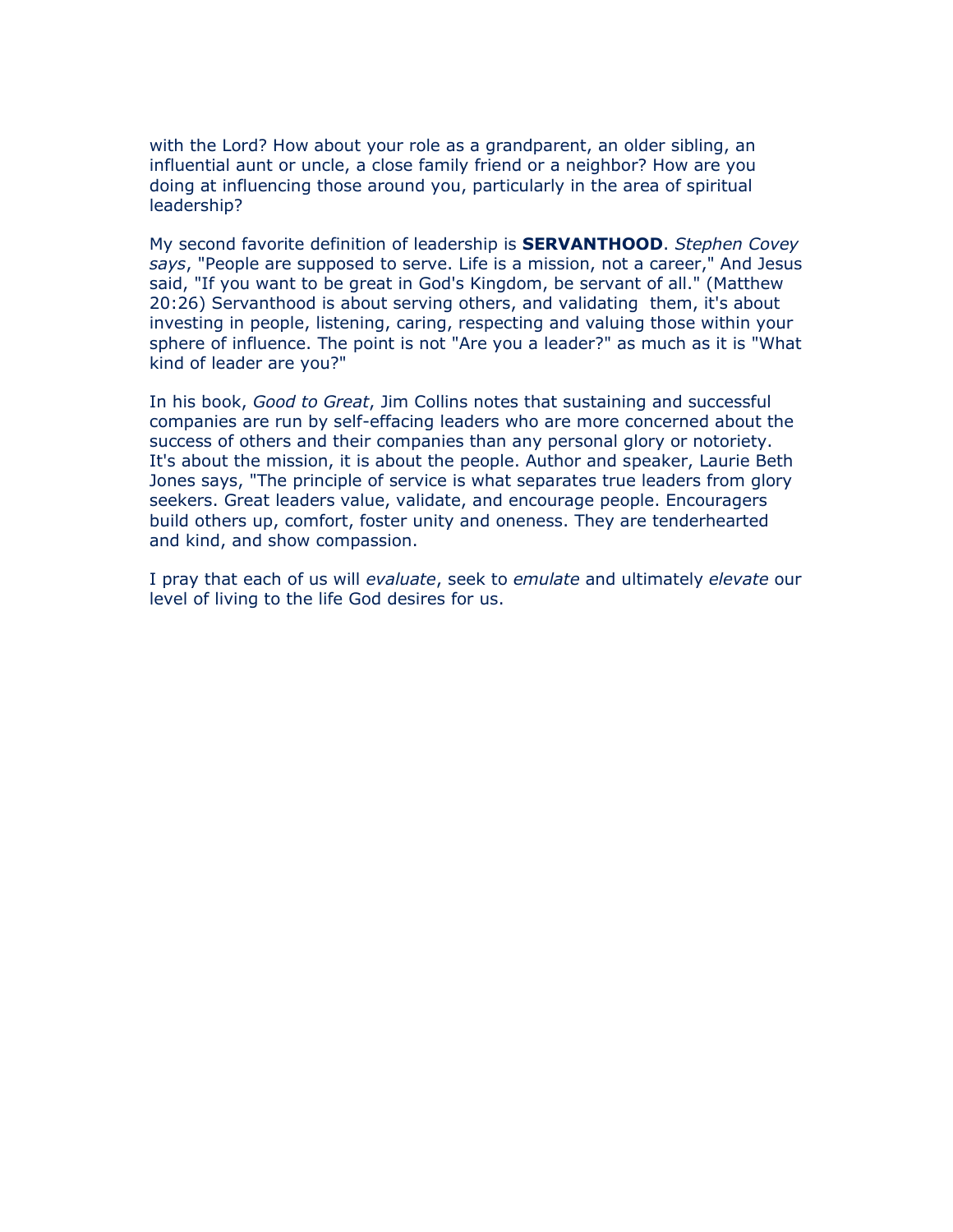with the Lord? How about your role as a grandparent, an older sibling, an influential aunt or uncle, a close family friend or a neighbor? How are you doing at influencing those around you, particularly in the area of spiritual leadership?

My second favorite definition of leadership is **SERVANTHOOD**. *Stephen Covey says*, "People are supposed to serve. Life is a mission, not a career," And Jesus said, "If you want to be great in God's Kingdom, be servant of all." (Matthew 20:26) Servanthood is about serving others, and validating them, it's about investing in people, listening, caring, respecting and valuing those within your sphere of influence. The point is not "Are you a leader?" as much as it is "What kind of leader are you?"

In his book, *Good to Great*, Jim Collins notes that sustaining and successful companies are run by self-effacing leaders who are more concerned about the success of others and their companies than any personal glory or notoriety. It's about the mission, it is about the people. Author and speaker, Laurie Beth Jones says, "The principle of service is what separates true leaders from glory seekers. Great leaders value, validate, and encourage people. Encouragers build others up, comfort, foster unity and oneness. They are tenderhearted and kind, and show compassion.

I pray that each of us will *evaluate*, seek to *emulate* and ultimately *elevate* our level of living to the life God desires for us.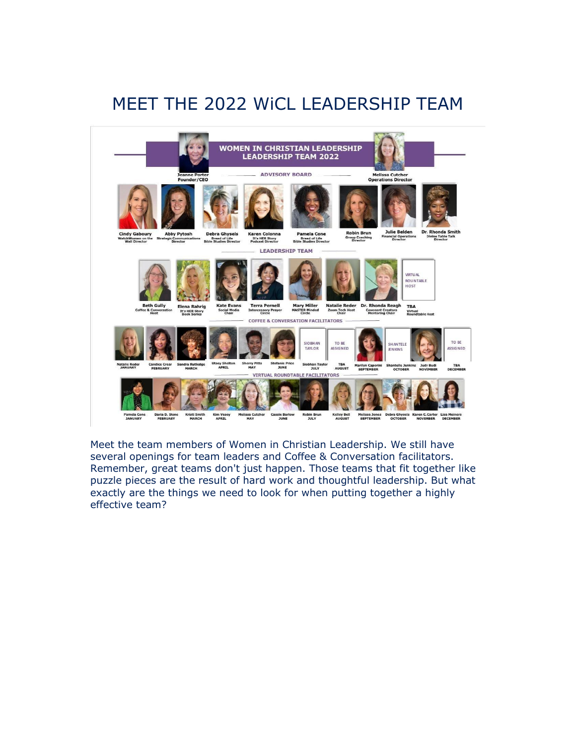## MEET THE 2022 WiCL LEADERSHIP TEAM

**WOMEN IN CHRISTIAN LEADERSHIP LEADERSHIP TEAM 2022**

Jeanne Porter Founder/CEO

Melissa Cutcher Operations Director

**ADVISORY BOARD**

Cindy Gaboury WatchWomen on the Wall Director

Abby Pytosh Strategic Communications Director

Debra Ghysels Bread of Life Bible Studies Director

Karen Colonna It's HER Story Podcast Director

Pamela Cone Bread of Life Bible Studies Director

Robin Brun Group Coaching Director

Julie Belden Financial Operations Director

Dr. Rhonda Smith Divine Table Talk Director

**LEADERSHIP TEAM**

Beth Gully Coffee & Conversation Host

Elena Rahrig It's HER Story Book Series

Kate Evans Social Media Chair

Terra Pernell Intercessory Prayer Circle

Mary Miller MASTER Minded Circle

Natalie Reder Zoom Tech Host Chair

Dr. Rhonda Reagh Covenant Creators Mentoring Chair

TBA Virtual Roundtable Host

**COFFEE & CONVERSATION FACILITATORS**

Natalie Reder JANUARY

Candice Crear FEBRUARY

Sandra Rutledge MARCH

Utsey Shelton APRIL

Sherry Pitts MAY

Stefanie Price JUNE

Siobhan Taylor JULY

TBA AUGUST

Marilyn Caporini SEPTEMBER

Shantelle Jenkins OCTOBER

Judy Budi NOVEMBER

TBA DECEMBER

**VIRTUAL ROUNDTABLE FACILITATORS**

Pamela Cone JANUARY

Darla D. Stone FEBRUARY

Kristi Smith MARCH

Kim Vesey APRIL

Melissa Cutcher MAY

Cassie Barlow JUNE

Robin Brun JULY

Kelley Bell AUGUST

Melissa Jones SEPTEMBER

Debra Ghysels OCTOBER

Karen C. Carter NOVEMBER

Lisa Meiners DECEMBER

Meet the team members of Women in Christian Leadership. We still have several openings for team leaders and Coffee & Conversation facilitators. Remember, great teams don't just happen. Those teams that fit together like puzzle pieces are the result of hard work and thoughtful leadership. But what exactly are the things we need to look for when putting together a highly effective team?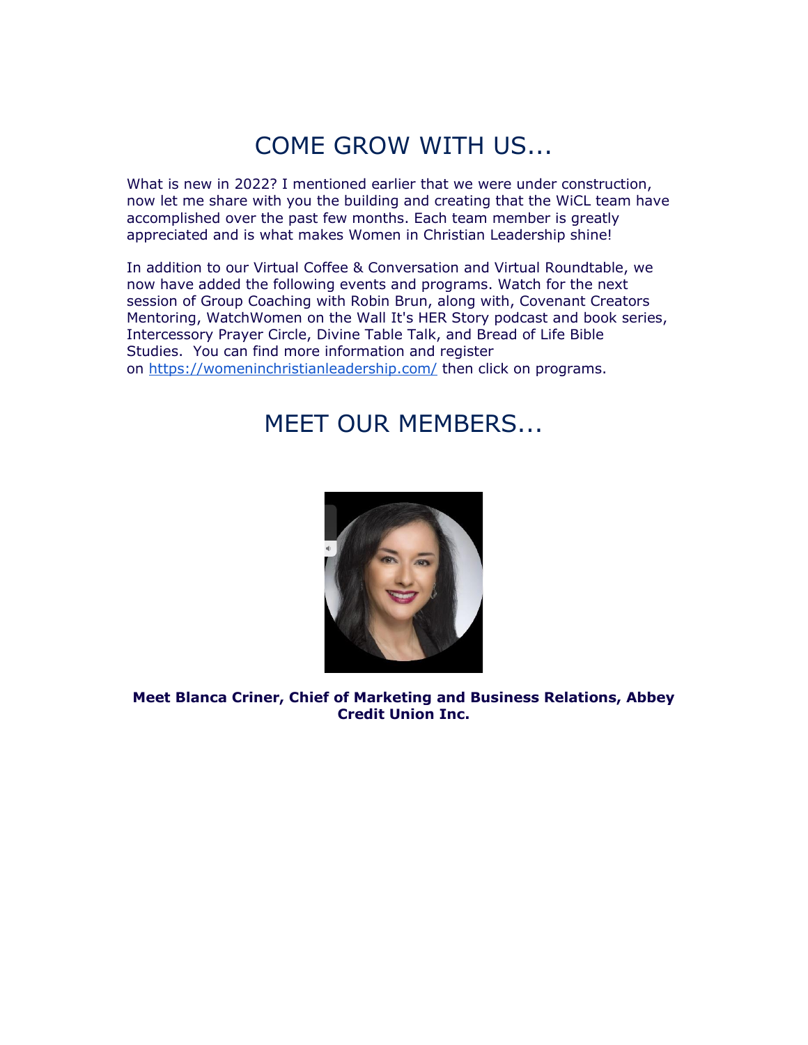# COME GROW WITH US...

What is new in 2022? I mentioned earlier that we were under construction, now let me share with you the building and creating that the WiCL team have accomplished over the past few months. Each team member is greatly appreciated and is what makes Women in Christian Leadership shine!

In addition to our Virtual Coffee & Conversation and Virtual Roundtable, we now have added the following events and programs. Watch for the next session of Group Coaching with Robin Brun, along with, Covenant Creators Mentoring, WatchWomen on the Wall It's HER Story podcast and book series, Intercessory Prayer Circle, Divine Table Talk, and Bread of Life Bible Studies. You can find more information and register on https://womeninchristianleadership.com/ then click on programs.

# MEET OUR MEMBERS...

**Meet Blanca Criner, Chief of Marketing and Business Relations, Abbey Credit Union Inc.**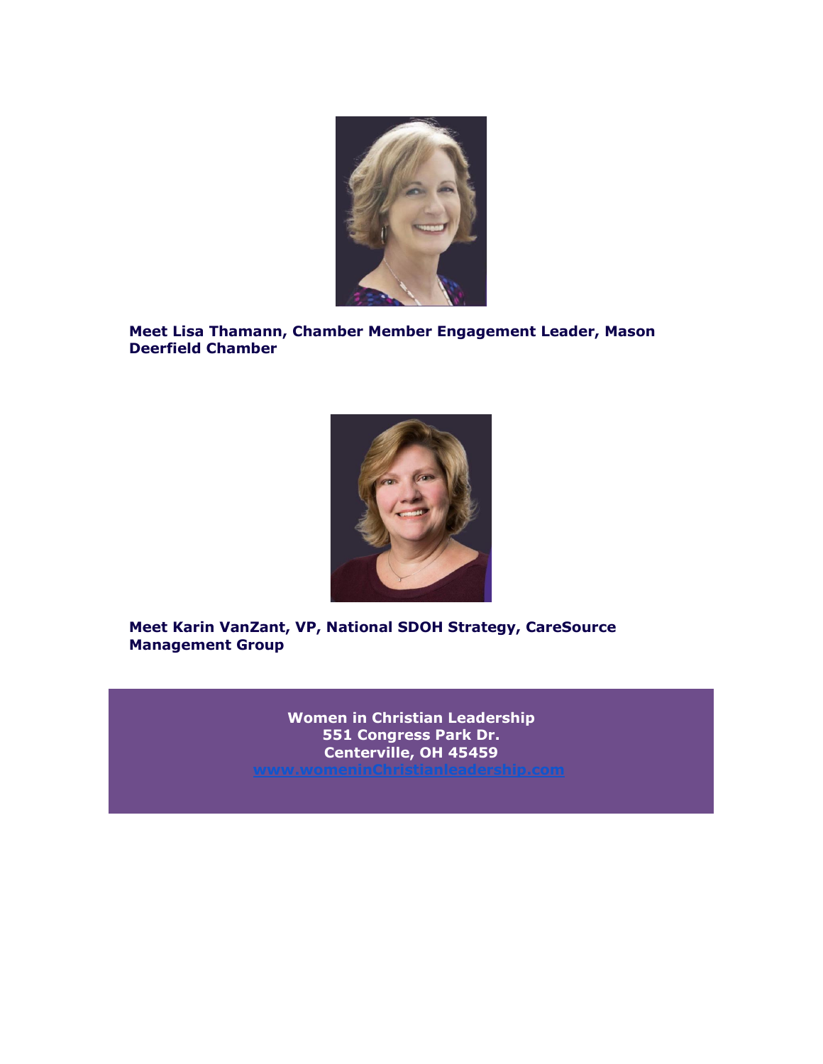**Meet Lisa Thamann, Chamber Member Engagement Leader, Mason Deerfield Chamber**

**Meet Karin VanZant, VP, National SDOH Strategy, CareSource Management Group**

**Women in Christian Leadership**
**551 Congress Park Dr.**
**Centerville, OH 45459**
**www.womeninChristianleadership.com**